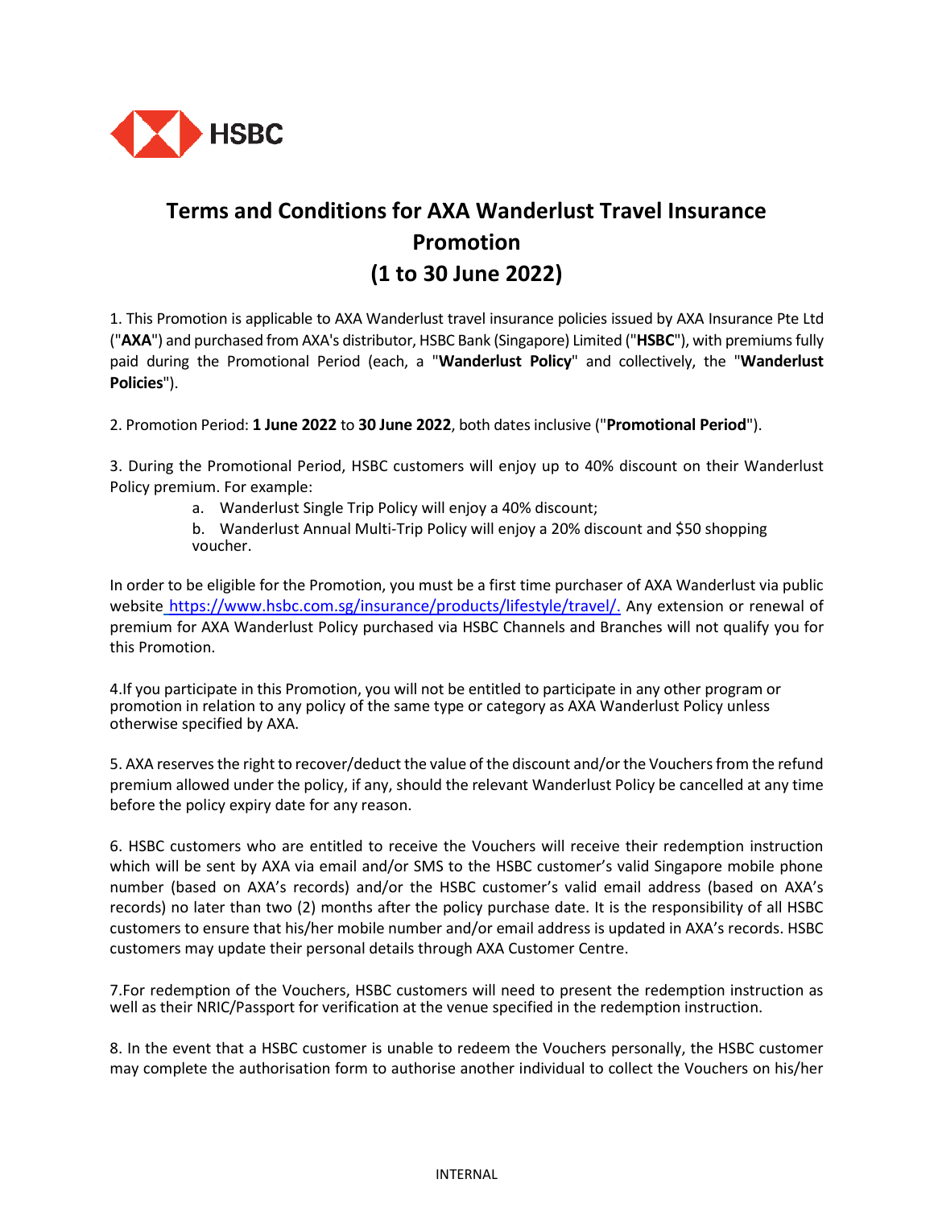# Terms and Conditions for AXA Wanderlust Travel Insurance Promotion (1 to 30 June 2022)

1. This Promotion is applicable to AXA Wanderlust travel insurance policies issued by AXA Insurance Pte Ltd ("**AXA**") and purchased from AXA's distributor, HSBC Bank (Singapore) Limited ("**HSBC**"), with premiums fully paid during the Promotional Period (each, a "**Wanderlust Policy**" and collectively, the "**Wanderlust Policies**").

2. Promotion Period: **1 June 2022** to **30 June 2022**, both dates inclusive ("**Promotional Period**").

3. During the Promotional Period, HSBC customers will enjoy up to 40% discount on their Wanderlust Policy premium. For example:

   a. Wanderlust Single Trip Policy will enjoy a 40% discount;

   b. Wanderlust Annual Multi-Trip Policy will enjoy a 20% discount and $50 shopping voucher.

In order to be eligible for the Promotion, you must be a first time purchaser of AXA Wanderlust via public website https://www.hsbc.com.sg/insurance/products/lifestyle/travel/. Any extension or renewal of premium for AXA Wanderlust Policy purchased via HSBC Channels and Branches will not qualify you for this Promotion.

4.If you participate in this Promotion, you will not be entitled to participate in any other program or promotion in relation to any policy of the same type or category as AXA Wanderlust Policy unless otherwise specified by AXA.

5. AXA reserves the right to recover/deduct the value of the discount and/or the Vouchers from the refund premium allowed under the policy, if any, should the relevant Wanderlust Policy be cancelled at any time before the policy expiry date for any reason.

6. HSBC customers who are entitled to receive the Vouchers will receive their redemption instruction which will be sent by AXA via email and/or SMS to the HSBC customer's valid Singapore mobile phone number (based on AXA's records) and/or the HSBC customer's valid email address (based on AXA's records) no later than two (2) months after the policy purchase date. It is the responsibility of all HSBC customers to ensure that his/her mobile number and/or email address is updated in AXA's records. HSBC customers may update their personal details through AXA Customer Centre.

7.For redemption of the Vouchers, HSBC customers will need to present the redemption instruction as well as their NRIC/Passport for verification at the venue specified in the redemption instruction.

8. In the event that a HSBC customer is unable to redeem the Vouchers personally, the HSBC customer may complete the authorisation form to authorise another individual to collect the Vouchers on his/her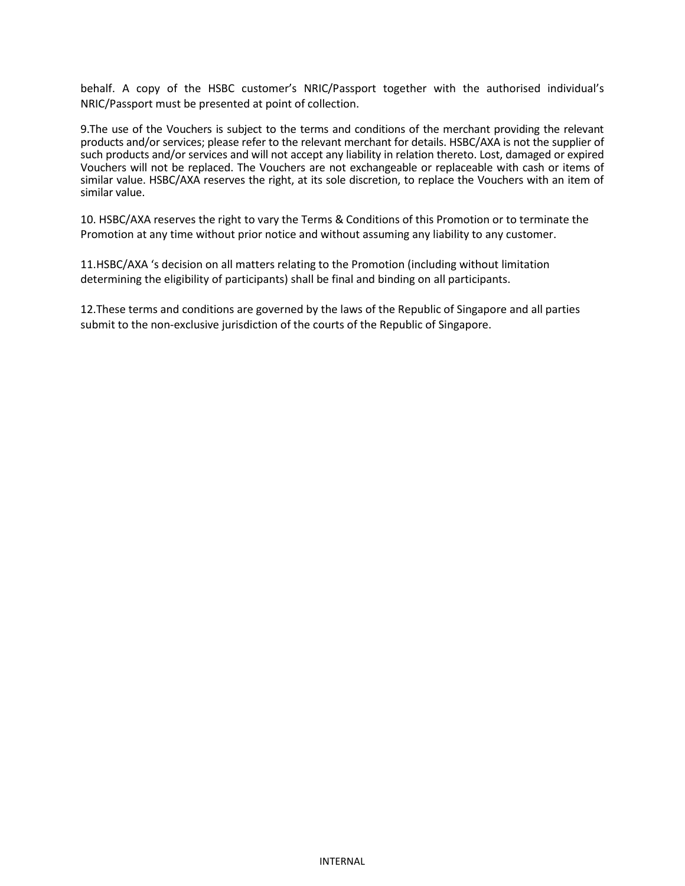behalf. A copy of the HSBC customer's NRIC/Passport together with the authorised individual's NRIC/Passport must be presented at point of collection.

9.The use of the Vouchers is subject to the terms and conditions of the merchant providing the relevant products and/or services; please refer to the relevant merchant for details. HSBC/AXA is not the supplier of such products and/or services and will not accept any liability in relation thereto. Lost, damaged or expired Vouchers will not be replaced. The Vouchers are not exchangeable or replaceable with cash or items of similar value. HSBC/AXA reserves the right, at its sole discretion, to replace the Vouchers with an item of similar value.

10. HSBC/AXA reserves the right to vary the Terms & Conditions of this Promotion or to terminate the Promotion at any time without prior notice and without assuming any liability to any customer.

11.HSBC/AXA 's decision on all matters relating to the Promotion (including without limitation determining the eligibility of participants) shall be final and binding on all participants.

12.These terms and conditions are governed by the laws of the Republic of Singapore and all parties submit to the non-exclusive jurisdiction of the courts of the Republic of Singapore.